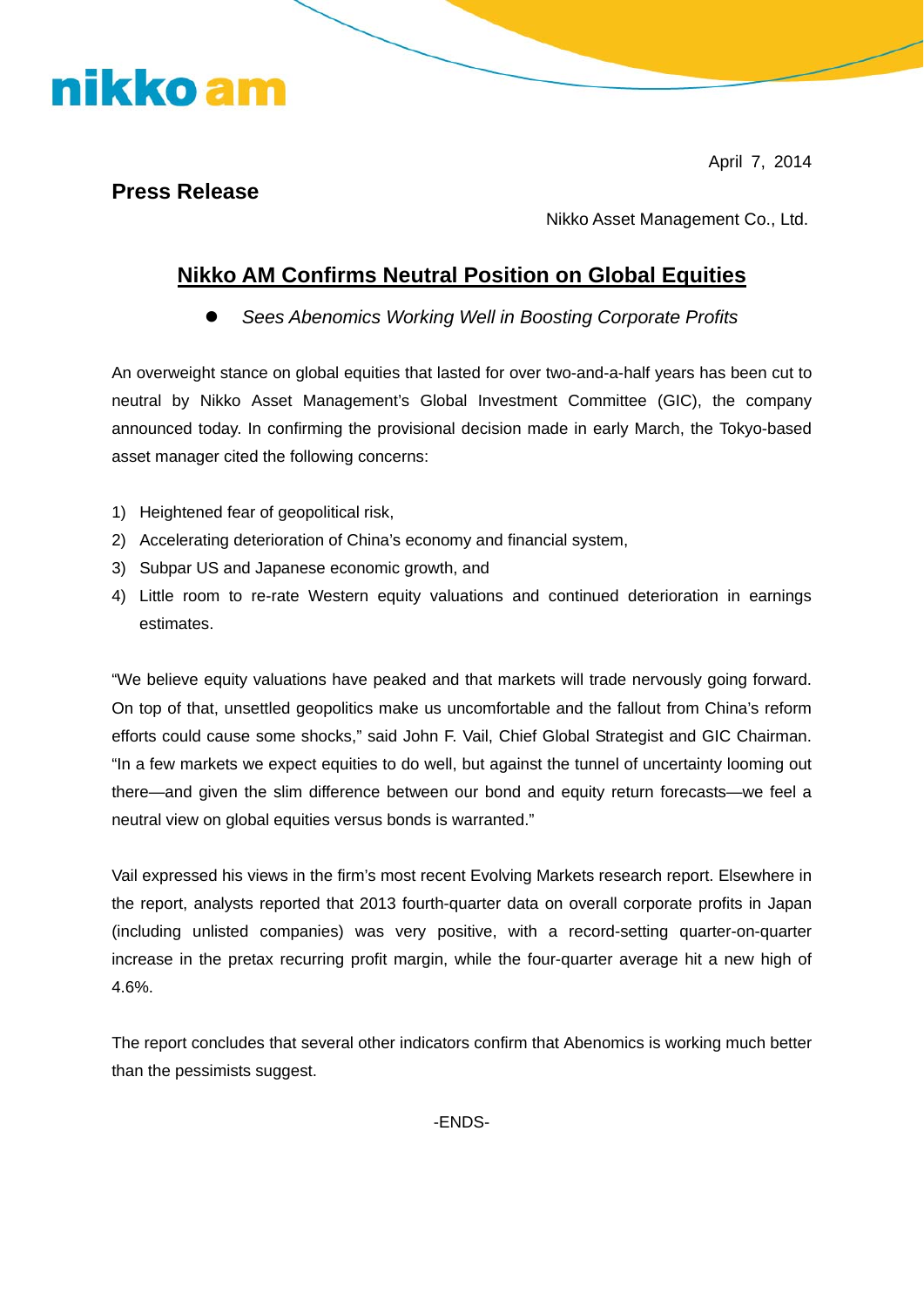nikko am

April 7, 2014

**Press Release**

Nikko Asset Management Co., Ltd.

# Nikko AM Confirms Neutral Position on Global Equities

- *Sees Abenomics Working Well in Boosting Corporate Profits*

An overweight stance on global equities that lasted for over two-and-a-half years has been cut to neutral by Nikko Asset Management's Global Investment Committee (GIC), the company announced today. In confirming the provisional decision made in early March, the Tokyo-based asset manager cited the following concerns:

1) Heightened fear of geopolitical risk,
2) Accelerating deterioration of China's economy and financial system,
3) Subpar US and Japanese economic growth, and
4) Little room to re-rate Western equity valuations and continued deterioration in earnings estimates.

"We believe equity valuations have peaked and that markets will trade nervously going forward. On top of that, unsettled geopolitics make us uncomfortable and the fallout from China's reform efforts could cause some shocks," said John F. Vail, Chief Global Strategist and GIC Chairman. "In a few markets we expect equities to do well, but against the tunnel of uncertainty looming out there—and given the slim difference between our bond and equity return forecasts—we feel a neutral view on global equities versus bonds is warranted."

Vail expressed his views in the firm's most recent Evolving Markets research report. Elsewhere in the report, analysts reported that 2013 fourth-quarter data on overall corporate profits in Japan (including unlisted companies) was very positive, with a record-setting quarter-on-quarter increase in the pretax recurring profit margin, while the four-quarter average hit a new high of 4.6%.

The report concludes that several other indicators confirm that Abenomics is working much better than the pessimists suggest.

-ENDS-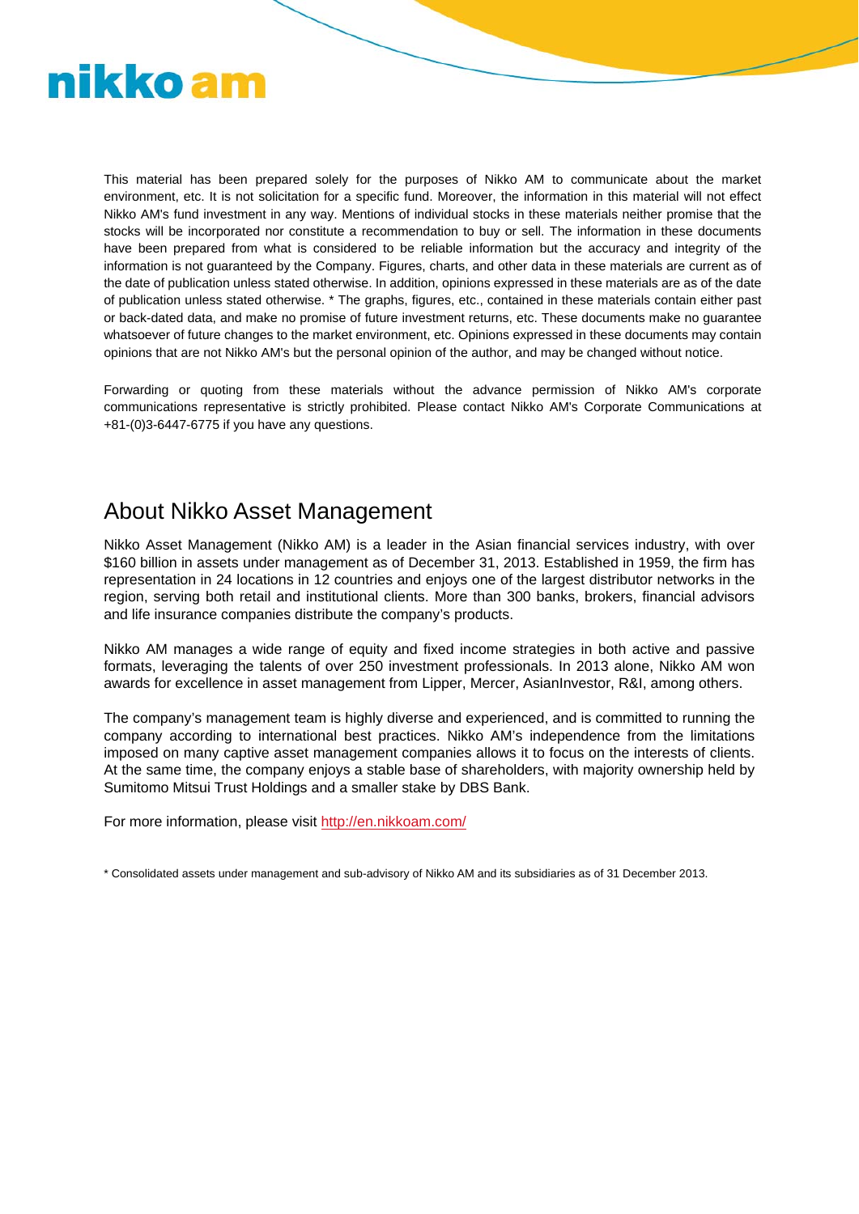This material has been prepared solely for the purposes of Nikko AM to communicate about the market environment, etc. It is not solicitation for a specific fund. Moreover, the information in this material will not effect Nikko AM's fund investment in any way. Mentions of individual stocks in these materials neither promise that the stocks will be incorporated nor constitute a recommendation to buy or sell. The information in these documents have been prepared from what is considered to be reliable information but the accuracy and integrity of the information is not guaranteed by the Company. Figures, charts, and other data in these materials are current as of the date of publication unless stated otherwise. In addition, opinions expressed in these materials are as of the date of publication unless stated otherwise. * The graphs, figures, etc., contained in these materials contain either past or back-dated data, and make no promise of future investment returns, etc. These documents make no guarantee whatsoever of future changes to the market environment, etc. Opinions expressed in these documents may contain opinions that are not Nikko AM's but the personal opinion of the author, and may be changed without notice.

Forwarding or quoting from these materials without the advance permission of Nikko AM's corporate communications representative is strictly prohibited. Please contact Nikko AM's Corporate Communications at +81-(0)3-6447-6775 if you have any questions.

## About Nikko Asset Management

Nikko Asset Management (Nikko AM) is a leader in the Asian financial services industry, with over $160 billion in assets under management as of December 31, 2013. Established in 1959, the firm has representation in 24 locations in 12 countries and enjoys one of the largest distributor networks in the region, serving both retail and institutional clients. More than 300 banks, brokers, financial advisors and life insurance companies distribute the company's products.

Nikko AM manages a wide range of equity and fixed income strategies in both active and passive formats, leveraging the talents of over 250 investment professionals. In 2013 alone, Nikko AM won awards for excellence in asset management from Lipper, Mercer, AsianInvestor, R&I, among others.

The company's management team is highly diverse and experienced, and is committed to running the company according to international best practices. Nikko AM's independence from the limitations imposed on many captive asset management companies allows it to focus on the interests of clients. At the same time, the company enjoys a stable base of shareholders, with majority ownership held by Sumitomo Mitsui Trust Holdings and a smaller stake by DBS Bank.

For more information, please visit [http://en.nikkoam.com/](http://en.nikkoam.com/)

* Consolidated assets under management and sub-advisory of Nikko AM and its subsidiaries as of 31 December 2013.